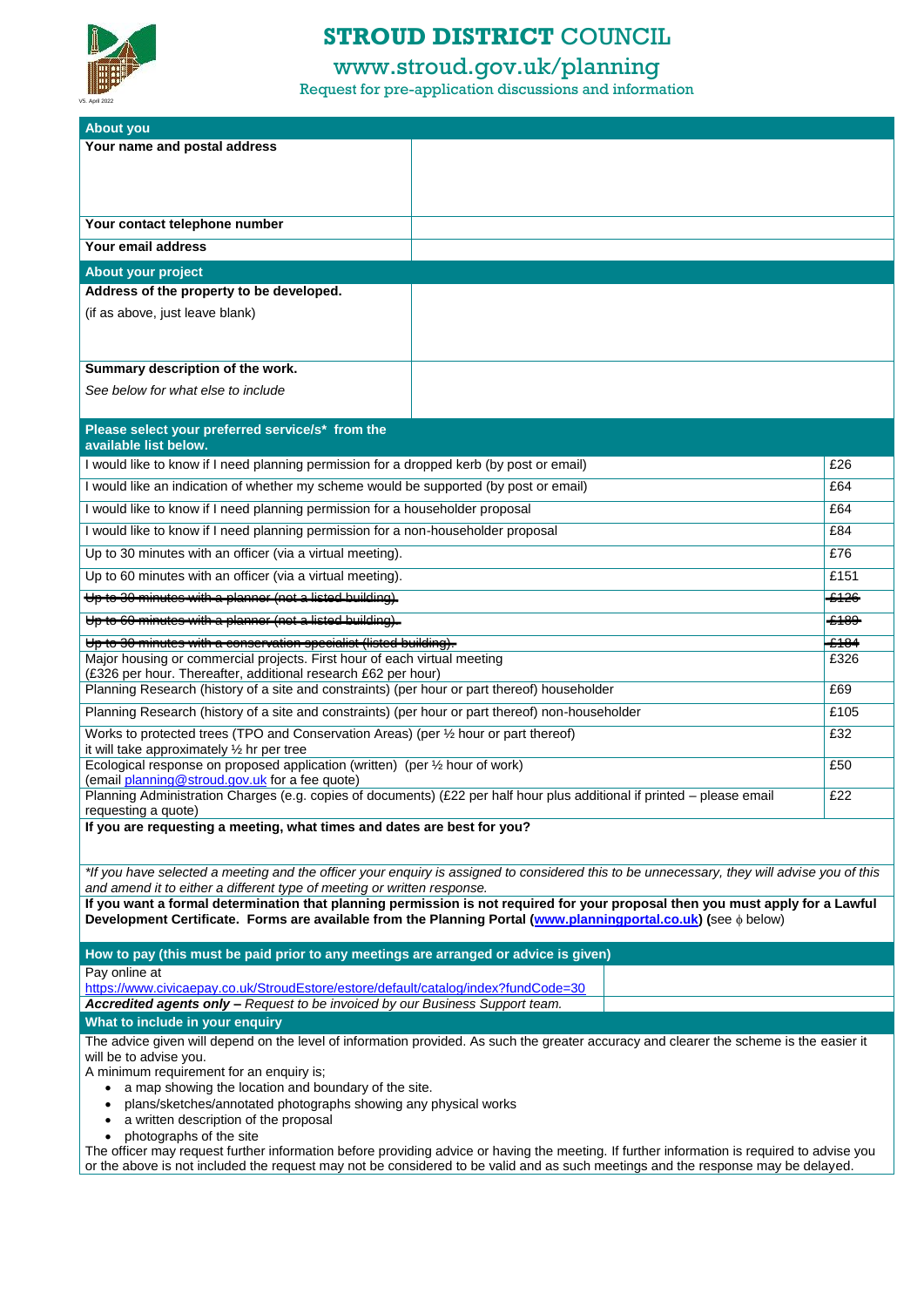# STROUD DISTRICT COUNCIL

## www.stroud.gov.uk/planning

Request for pre-application discussions and information

V5. April 2022

| About you | |
|---|---|
| **Your name and postal address** | |
| **Your contact telephone number** | |
| **Your email address** | |

| About your project | |
|---|---|
| **Address of the property to be developed.** (if as above, just leave blank) | |
| **Summary description of the work.** *See below for what else to include* | |

| Please select your preferred service/s* from the available list below. | |
|---|---|
| I would like to know if I need planning permission for a dropped kerb (by post or email) | £26 |
| I would like an indication of whether my scheme would be supported (by post or email) | £64 |
| I would like to know if I need planning permission for a householder proposal | £64 |
| I would like to know if I need planning permission for a non-householder proposal | £84 |
| Up to 30 minutes with an officer (via a virtual meeting). | £76 |
| Up to 60 minutes with an officer (via a virtual meeting). | £151 |
| ~~Up to 30 minutes with a planner (not a listed building).~~ | ~~£126~~ |
| ~~Up to 60 minutes with a planner (not a listed building).~~ | ~~£189~~ |
| ~~Up to 30 minutes with a conservation specialist (listed building).~~ | ~~£184~~ |
| Major housing or commercial projects. First hour of each virtual meeting (£326 per hour. Thereafter, additional research £62 per hour) | £326 |
| Planning Research (history of a site and constraints) (per hour or part thereof) householder | £69 |
| Planning Research (history of a site and constraints) (per hour or part thereof) non-householder | £105 |
| Works to protected trees (TPO and Conservation Areas) (per ½ hour or part thereof) it will take approximately ½ hr per tree | £32 |
| Ecological response on proposed application (written) (per ½ hour of work) (email planning@stroud.gov.uk for a fee quote) | £50 |
| Planning Administration Charges (e.g. copies of documents) (£22 per half hour plus additional if printed – please email requesting a quote) | £22 |

**If you are requesting a meeting, what times and dates are best for you?**

*\*If you have selected a meeting and the officer your enquiry is assigned to considered this to be unnecessary, they will advise you of this and amend it to either a different type of meeting or written response.*

**If you want a formal determination that planning permission is not required for your proposal then you must apply for a Lawful Development Certificate. Forms are available from the Planning Portal (www.planningportal.co.uk) (**see ϕ below)

| How to pay (this must be paid prior to any meetings are arranged or advice is given) | |
|---|---|
| Pay online at https://www.civicaepay.co.uk/StroudEstore/estore/default/catalog/index?fundCode=30 | |
| ***Accredited agents only –*** *Request to be invoiced by our Business Support team.* | |

### What to include in your enquiry

The advice given will depend on the level of information provided. As such the greater accuracy and clearer the scheme is the easier it will be to advise you.

A minimum requirement for an enquiry is;

- a map showing the location and boundary of the site.
- plans/sketches/annotated photographs showing any physical works
- a written description of the proposal
- photographs of the site

The officer may request further information before providing advice or having the meeting. If further information is required to advise you or the above is not included the request may not be considered to be valid and as such meetings and the response may be delayed.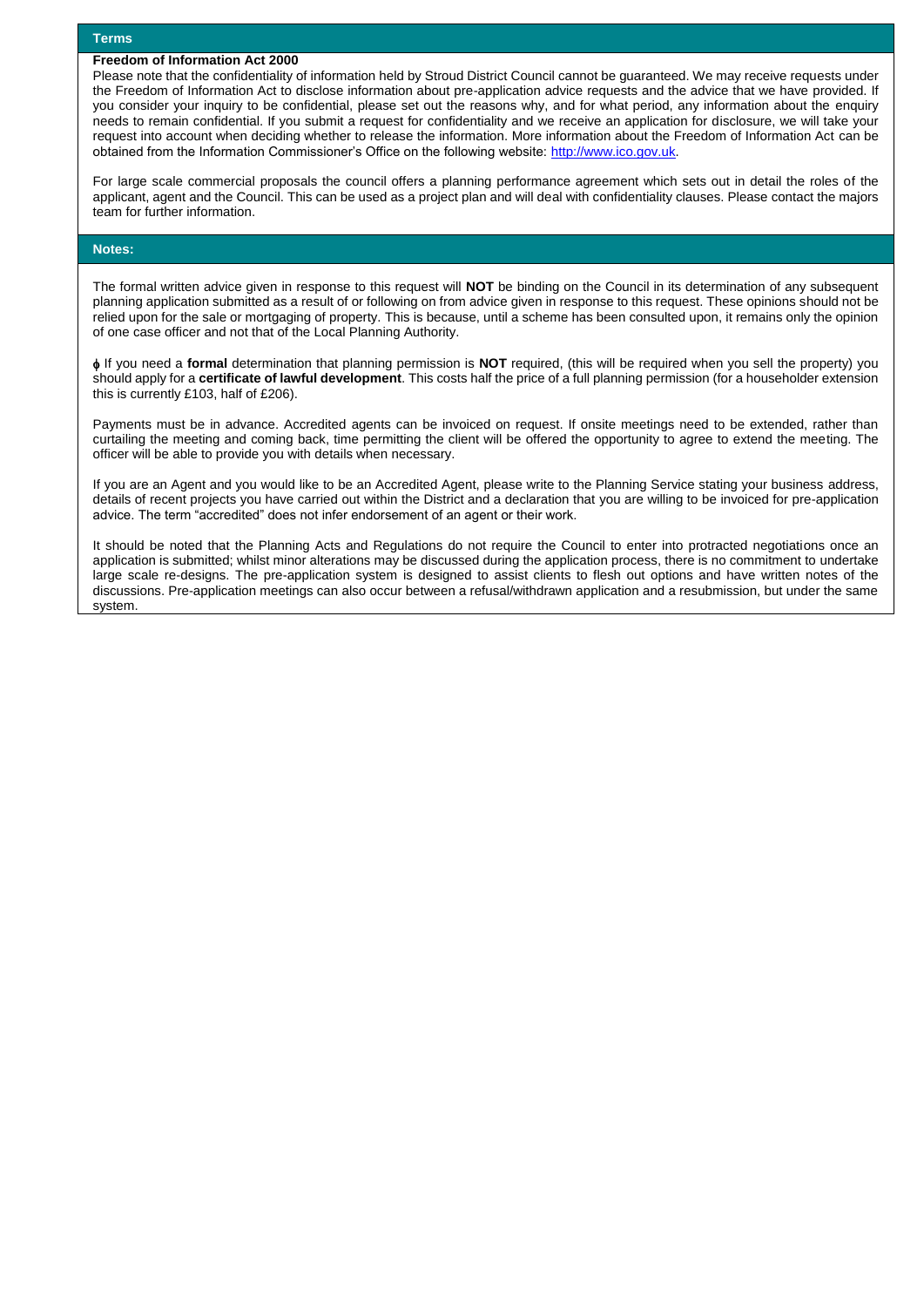## Terms

**Freedom of Information Act 2000**

Please note that the confidentiality of information held by Stroud District Council cannot be guaranteed. We may receive requests under the Freedom of Information Act to disclose information about pre-application advice requests and the advice that we have provided. If you consider your inquiry to be confidential, please set out the reasons why, and for what period, any information about the enquiry needs to remain confidential. If you submit a request for confidentiality and we receive an application for disclosure, we will take your request into account when deciding whether to release the information. More information about the Freedom of Information Act can be obtained from the Information Commissioner's Office on the following website: http://www.ico.gov.uk.

For large scale commercial proposals the council offers a planning performance agreement which sets out in detail the roles of the applicant, agent and the Council. This can be used as a project plan and will deal with confidentiality clauses. Please contact the majors team for further information.

## Notes:

The formal written advice given in response to this request will **NOT** be binding on the Council in its determination of any subsequent planning application submitted as a result of or following on from advice given in response to this request. These opinions should not be relied upon for the sale or mortgaging of property. This is because, until a scheme has been consulted upon, it remains only the opinion of one case officer and not that of the Local Planning Authority.

ɸ If you need a **formal** determination that planning permission is **NOT** required, (this will be required when you sell the property) you should apply for a **certificate of lawful development**. This costs half the price of a full planning permission (for a householder extension this is currently £103, half of £206).

Payments must be in advance. Accredited agents can be invoiced on request. If onsite meetings need to be extended, rather than curtailing the meeting and coming back, time permitting the client will be offered the opportunity to agree to extend the meeting. The officer will be able to provide you with details when necessary.

If you are an Agent and you would like to be an Accredited Agent, please write to the Planning Service stating your business address, details of recent projects you have carried out within the District and a declaration that you are willing to be invoiced for pre-application advice. The term "accredited" does not infer endorsement of an agent or their work.

It should be noted that the Planning Acts and Regulations do not require the Council to enter into protracted negotiations once an application is submitted; whilst minor alterations may be discussed during the application process, there is no commitment to undertake large scale re-designs. The pre-application system is designed to assist clients to flesh out options and have written notes of the discussions. Pre-application meetings can also occur between a refusal/withdrawn application and a resubmission, but under the same system.